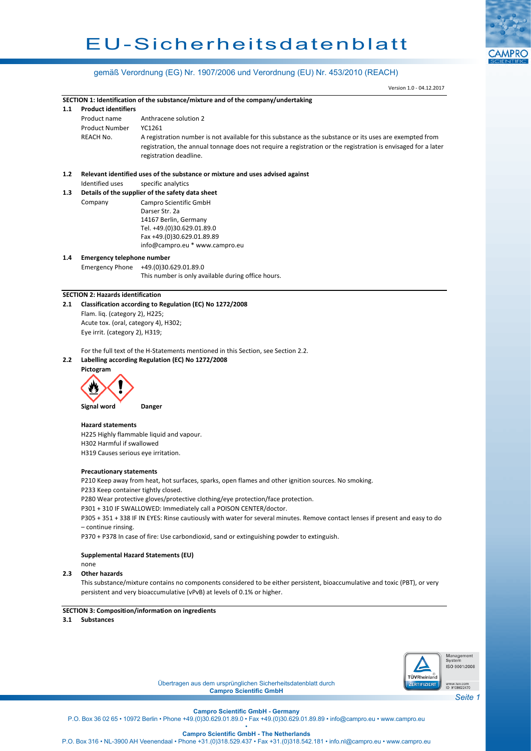# EU-Sicherheitsdatenblatt

gemäß Verordnung (EG) Nr. 1907/2006 und Verordnung (EU) Nr. 453/2010 (REACH)

Version 1.0 - 04.12.2017

## SECTION 1: Identification of the substance/mixture and of the company/undertaking

### 1.1 Product identifiers

| | |
|---|---|
| Product name | Anthracene solution 2 |
| Product Number | YC1261 |
| REACH No. | A registration number is not available for this substance as the substance or its uses are exempted from registration, the annual tonnage does not require a registration or the registration is envisaged for a later registration deadline. |

### 1.2 Relevant identified uses of the substance or mixture and uses advised against

Identified uses specific analytics

### 1.3 Details of the supplier of the safety data sheet

Company
Campro Scientific GmbH
Darser Str. 2a
14167 Berlin, Germany
Tel. +49.(0)30.629.01.89.0
Fax +49.(0)30.629.01.89.89
info@campro.eu * www.campro.eu

### 1.4 Emergency telephone number

Emergency Phone +49.(0)30.629.01.89.0
This number is only available during office hours.

## SECTION 2: Hazards identification

### 2.1 Classification according to Regulation (EC) No 1272/2008

Flam. liq. (category 2), H225;
Acute tox. (oral, category 4), H302;
Eye irrit. (category 2), H319;

For the full text of the H-Statements mentioned in this Section, see Section 2.2.

### 2.2 Labelling according Regulation (EC) No 1272/2008

**Pictogram**

**Signal word** **Danger**

**Hazard statements**

H225 Highly flammable liquid and vapour.
H302 Harmful if swallowed
H319 Causes serious eye irritation.

**Precautionary statements**

P210 Keep away from heat, hot surfaces, sparks, open flames and other ignition sources. No smoking.
P233 Keep container tightly closed.
P280 Wear protective gloves/protective clothing/eye protection/face protection.
P301 + 310 IF SWALLOWED: Immediately call a POISON CENTER/doctor.
P305 + 351 + 338 IF IN EYES: Rinse cautiously with water for several minutes. Remove contact lenses if present and easy to do – continue rinsing.
P370 + P378 In case of fire: Use carbondioxid, sand or extinguishing powder to extinguish.

**Supplemental Hazard Statements (EU)**

none

### 2.3 Other hazards

This substance/mixture contains no components considered to be either persistent, bioaccumulative and toxic (PBT), or very persistent and very bioaccumulative (vPvB) at levels of 0.1% or higher.

## SECTION 3: Composition/information on ingredients

### 3.1 Substances

Übertragen aus dem ursprünglichen Sicherheitsdatenblatt durch **Campro Scientific GmbH**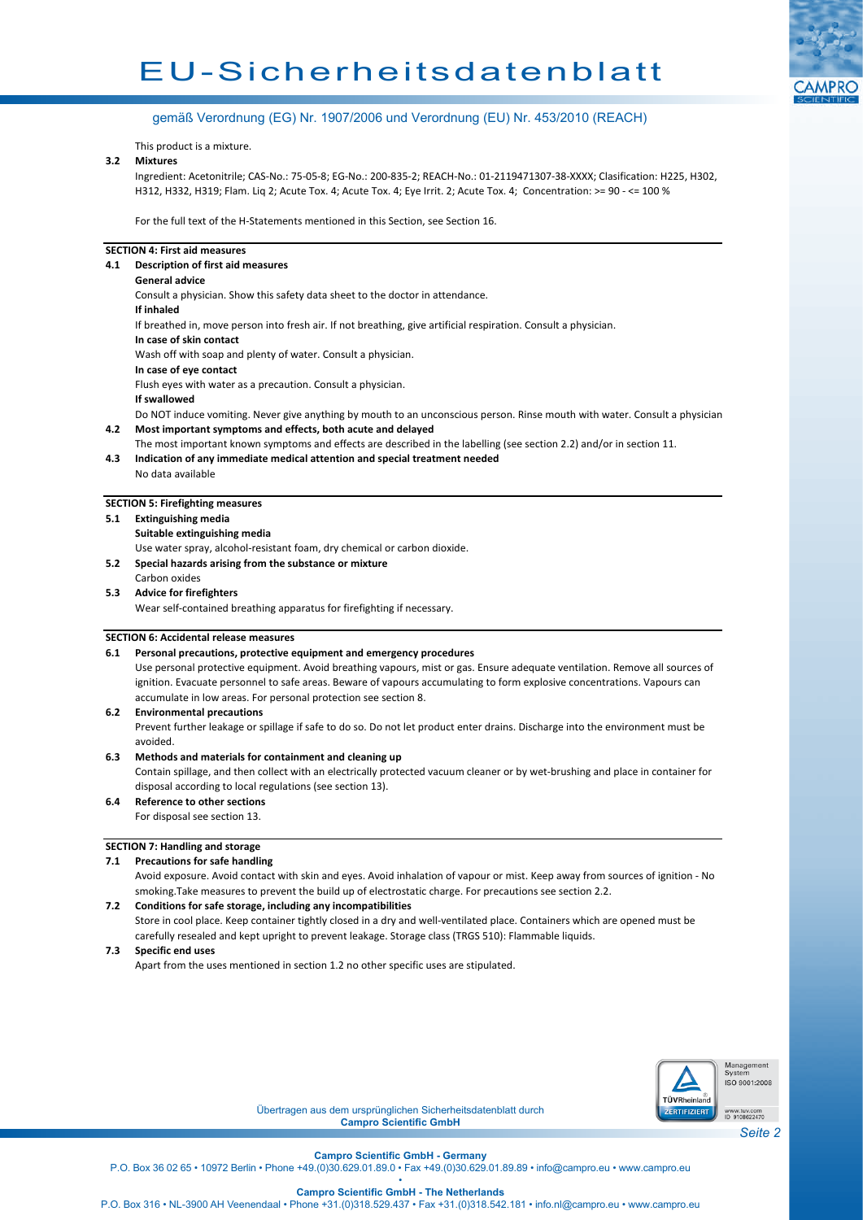This product is a mixture.

**3.2 Mixtures**

Ingredient: Acetonitrile; CAS-No.: 75-05-8; EG-No.: 200-835-2; REACH-No.: 01-2119471307-38-XXXX; Clasification: H225, H302, H312, H332, H319; Flam. Liq 2; Acute Tox. 4; Acute Tox. 4; Eye Irrit. 2; Acute Tox. 4; Concentration: >= 90 - <= 100 %

For the full text of the H-Statements mentioned in this Section, see Section 16.

## SECTION 4: First aid measures

**4.1 Description of first aid measures**

**General advice**

Consult a physician. Show this safety data sheet to the doctor in attendance.

**If inhaled**

If breathed in, move person into fresh air. If not breathing, give artificial respiration. Consult a physician.

**In case of skin contact**

Wash off with soap and plenty of water. Consult a physician.

**In case of eye contact**

Flush eyes with water as a precaution. Consult a physician.

**If swallowed**

Do NOT induce vomiting. Never give anything by mouth to an unconscious person. Rinse mouth with water. Consult a physician

**4.2 Most important symptoms and effects, both acute and delayed**

The most important known symptoms and effects are described in the labelling (see section 2.2) and/or in section 11.

**4.3 Indication of any immediate medical attention and special treatment needed**

No data available

## SECTION 5: Firefighting measures

**5.1 Extinguishing media**

**Suitable extinguishing media**

Use water spray, alcohol-resistant foam, dry chemical or carbon dioxide.

**5.2 Special hazards arising from the substance or mixture**

Carbon oxides

**5.3 Advice for firefighters**

Wear self-contained breathing apparatus for firefighting if necessary.

## SECTION 6: Accidental release measures

**6.1 Personal precautions, protective equipment and emergency procedures**

Use personal protective equipment. Avoid breathing vapours, mist or gas. Ensure adequate ventilation. Remove all sources of ignition. Evacuate personnel to safe areas. Beware of vapours accumulating to form explosive concentrations. Vapours can accumulate in low areas. For personal protection see section 8.

**6.2 Environmental precautions**

Prevent further leakage or spillage if safe to do so. Do not let product enter drains. Discharge into the environment must be avoided.

**6.3 Methods and materials for containment and cleaning up**

Contain spillage, and then collect with an electrically protected vacuum cleaner or by wet-brushing and place in container for disposal according to local regulations (see section 13).

**6.4 Reference to other sections**

For disposal see section 13.

## SECTION 7: Handling and storage

**7.1 Precautions for safe handling**

Avoid exposure. Avoid contact with skin and eyes. Avoid inhalation of vapour or mist. Keep away from sources of ignition - No smoking.Take measures to prevent the build up of electrostatic charge. For precautions see section 2.2.

**7.2 Conditions for safe storage, including any incompatibilities**

Store in cool place. Keep container tightly closed in a dry and well-ventilated place. Containers which are opened must be carefully resealed and kept upright to prevent leakage. Storage class (TRGS 510): Flammable liquids.

**7.3 Specific end uses**

Apart from the uses mentioned in section 1.2 no other specific uses are stipulated.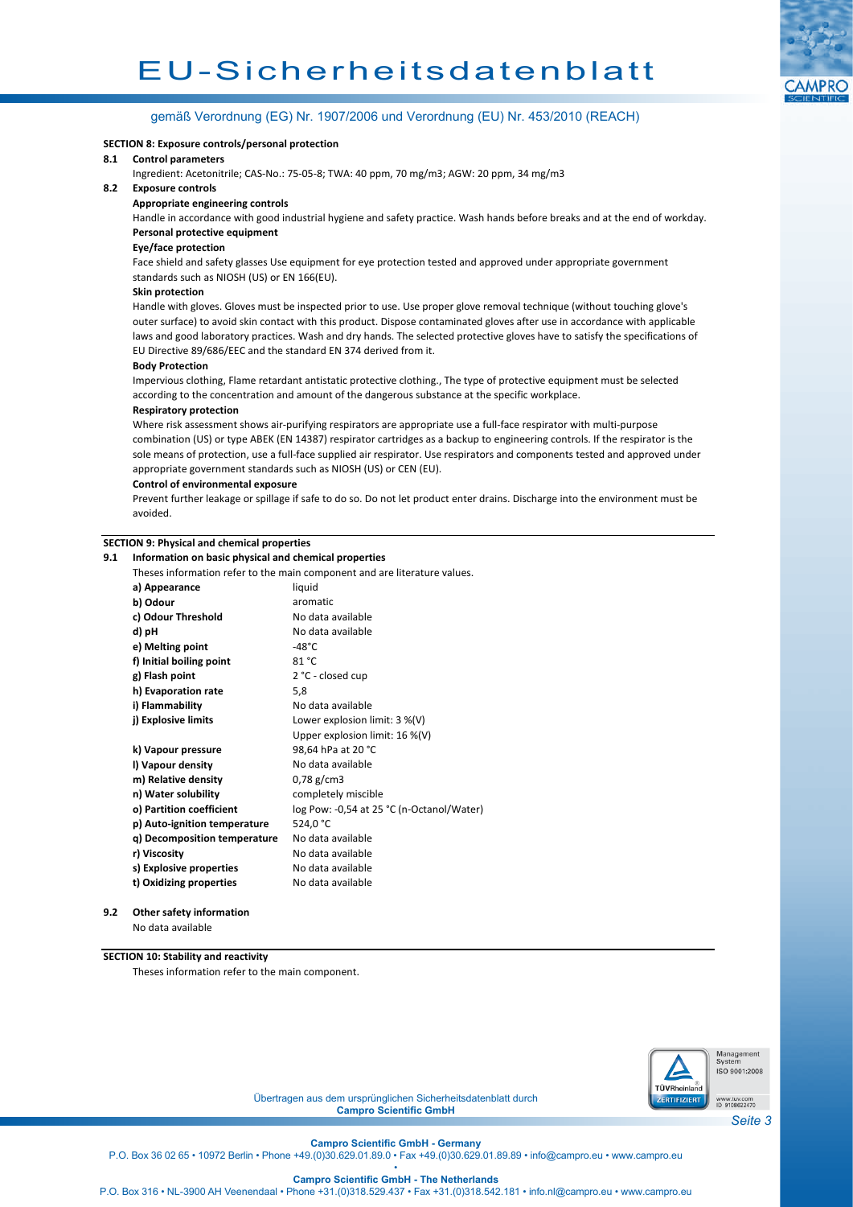**SECTION 8: Exposure controls/personal protection**

**8.1 Control parameters**

Ingredient: Acetonitrile; CAS-No.: 75-05-8; TWA: 40 ppm, 70 mg/m3; AGW: 20 ppm, 34 mg/m3

**8.2 Exposure controls**

**Appropriate engineering controls**

Handle in accordance with good industrial hygiene and safety practice. Wash hands before breaks and at the end of workday.

**Personal protective equipment**

**Eye/face protection**

Face shield and safety glasses Use equipment for eye protection tested and approved under appropriate government standards such as NIOSH (US) or EN 166(EU).

**Skin protection**

Handle with gloves. Gloves must be inspected prior to use. Use proper glove removal technique (without touching glove's outer surface) to avoid skin contact with this product. Dispose contaminated gloves after use in accordance with applicable laws and good laboratory practices. Wash and dry hands. The selected protective gloves have to satisfy the specifications of EU Directive 89/686/EEC and the standard EN 374 derived from it.

**Body Protection**

Impervious clothing, Flame retardant antistatic protective clothing., The type of protective equipment must be selected according to the concentration and amount of the dangerous substance at the specific workplace.

**Respiratory protection**

Where risk assessment shows air-purifying respirators are appropriate use a full-face respirator with multi-purpose combination (US) or type ABEK (EN 14387) respirator cartridges as a backup to engineering controls. If the respirator is the sole means of protection, use a full-face supplied air respirator. Use respirators and components tested and approved under appropriate government standards such as NIOSH (US) or CEN (EU).

**Control of environmental exposure**

Prevent further leakage or spillage if safe to do so. Do not let product enter drains. Discharge into the environment must be avoided.

**SECTION 9: Physical and chemical properties**

**9.1 Information on basic physical and chemical properties**

Theses information refer to the main component and are literature values.

| | |
|---|---|
| **a) Appearance** | liquid |
| **b) Odour** | aromatic |
| **c) Odour Threshold** | No data available |
| **d) pH** | No data available |
| **e) Melting point** | -48°C |
| **f) Initial boiling point** | 81 °C |
| **g) Flash point** | 2 °C - closed cup |
| **h) Evaporation rate** | 5,8 |
| **i) Flammability** | No data available |
| **j) Explosive limits** | Lower explosion limit: 3 %(V)<br>Upper explosion limit: 16 %(V) |
| **k) Vapour pressure** | 98,64 hPa at 20 °C |
| **l) Vapour density** | No data available |
| **m) Relative density** | 0,78 g/cm3 |
| **n) Water solubility** | completely miscible |
| **o) Partition coefficient** | log Pow: -0,54 at 25 °C (n-Octanol/Water) |
| **p) Auto-ignition temperature** | 524,0 °C |
| **q) Decomposition temperature** | No data available |
| **r) Viscosity** | No data available |
| **s) Explosive properties** | No data available |
| **t) Oxidizing properties** | No data available |

**9.2 Other safety information**

No data available

**SECTION 10: Stability and reactivity**

Theses information refer to the main component.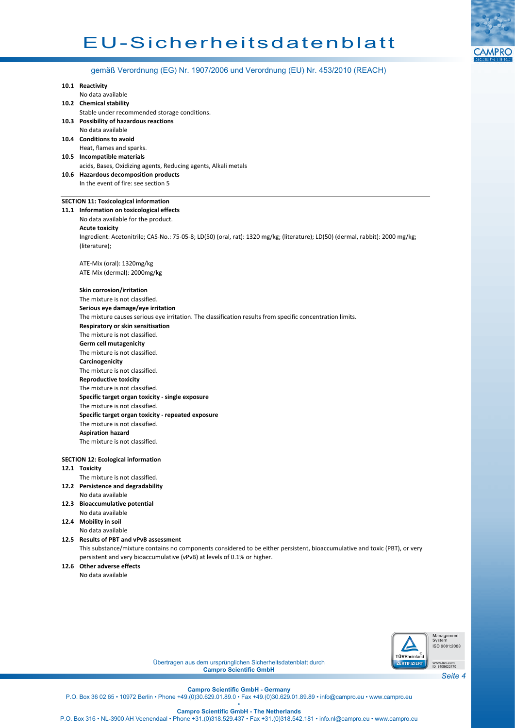**10.1 Reactivity**
No data available

**10.2 Chemical stability**
Stable under recommended storage conditions.

**10.3 Possibility of hazardous reactions**
No data available

**10.4 Conditions to avoid**
Heat, flames and sparks.

**10.5 Incompatible materials**
acids, Bases, Oxidizing agents, Reducing agents, Alkali metals

**10.6 Hazardous decomposition products**
In the event of fire: see section 5

## SECTION 11: Toxicological information

**11.1 Information on toxicological effects**
No data available for the product.

**Acute toxicity**
Ingredient: Acetonitrile; CAS-No.: 75-05-8; LD(50) (oral, rat): 1320 mg/kg; (literature); LD(50) (dermal, rabbit): 2000 mg/kg; (literature);

ATE-Mix (oral): 1320mg/kg
ATE-Mix (dermal): 2000mg/kg

**Skin corrosion/irritation**
The mixture is not classified.

**Serious eye damage/eye irritation**
The mixture causes serious eye irritation. The classification results from specific concentration limits.

**Respiratory or skin sensitisation**
The mixture is not classified.

**Germ cell mutagenicity**
The mixture is not classified.

**Carcinogenicity**
The mixture is not classified.

**Reproductive toxicity**
The mixture is not classified.

**Specific target organ toxicity - single exposure**
The mixture is not classified.

**Specific target organ toxicity - repeated exposure**
The mixture is not classified.

**Aspiration hazard**
The mixture is not classified.

## SECTION 12: Ecological information

**12.1 Toxicity**
The mixture is not classified.

**12.2 Persistence and degradability**
No data available

**12.3 Bioaccumulative potential**
No data available

**12.4 Mobility in soil**
No data available

**12.5 Results of PBT and vPvB assessment**
This substance/mixture contains no components considered to be either persistent, bioaccumulative and toxic (PBT), or very persistent and very bioaccumulative (vPvB) at levels of 0.1% or higher.

**12.6 Other adverse effects**
No data available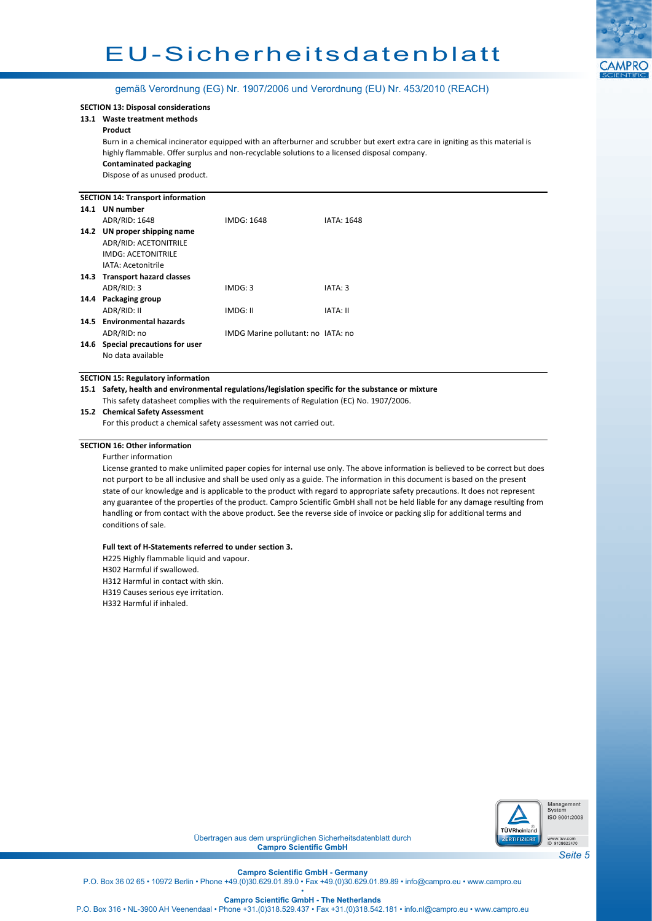## SECTION 13: Disposal considerations

**13.1 Waste treatment methods**

**Product**

Burn in a chemical incinerator equipped with an afterburner and scrubber but exert extra care in igniting as this material is highly flammable. Offer surplus and non-recyclable solutions to a licensed disposal company.

**Contaminated packaging**

Dispose of as unused product.

## SECTION 14: Transport information

**14.1 UN number**

| | | |
|---|---|---|
| ADR/RID: 1648 | IMDG: 1648 | IATA: 1648 |

**14.2 UN proper shipping name**

ADR/RID: ACETONITRILE
IMDG: ACETONITRILE
IATA: Acetonitrile

**14.3 Transport hazard classes**

| | | |
|---|---|---|
| ADR/RID: 3 | IMDG: 3 | IATA: 3 |

**14.4 Packaging group**

| | | |
|---|---|---|
| ADR/RID: II | IMDG: II | IATA: II |

**14.5 Environmental hazards**

| | | |
|---|---|---|
| ADR/RID: no | IMDG Marine pollutant: no | IATA: no |

**14.6 Special precautions for user**

No data available

## SECTION 15: Regulatory information

**15.1 Safety, health and environmental regulations/legislation specific for the substance or mixture**

This safety datasheet complies with the requirements of Regulation (EC) No. 1907/2006.

**15.2 Chemical Safety Assessment**

For this product a chemical safety assessment was not carried out.

## SECTION 16: Other information

Further information

License granted to make unlimited paper copies for internal use only. The above information is believed to be correct but does not purport to be all inclusive and shall be used only as a guide. The information in this document is based on the present state of our knowledge and is applicable to the product with regard to appropriate safety precautions. It does not represent any guarantee of the properties of the product. Campro Scientific GmbH shall not be held liable for any damage resulting from handling or from contact with the above product. See the reverse side of invoice or packing slip for additional terms and conditions of sale.

**Full text of H-Statements referred to under section 3.**

H225 Highly flammable liquid and vapour.
H302 Harmful if swallowed.
H312 Harmful in contact with skin.
H319 Causes serious eye irritation.
H332 Harmful if inhaled.

Übertragen aus dem ursprünglichen Sicherheitsdatenblatt durch **Campro Scientific GmbH**